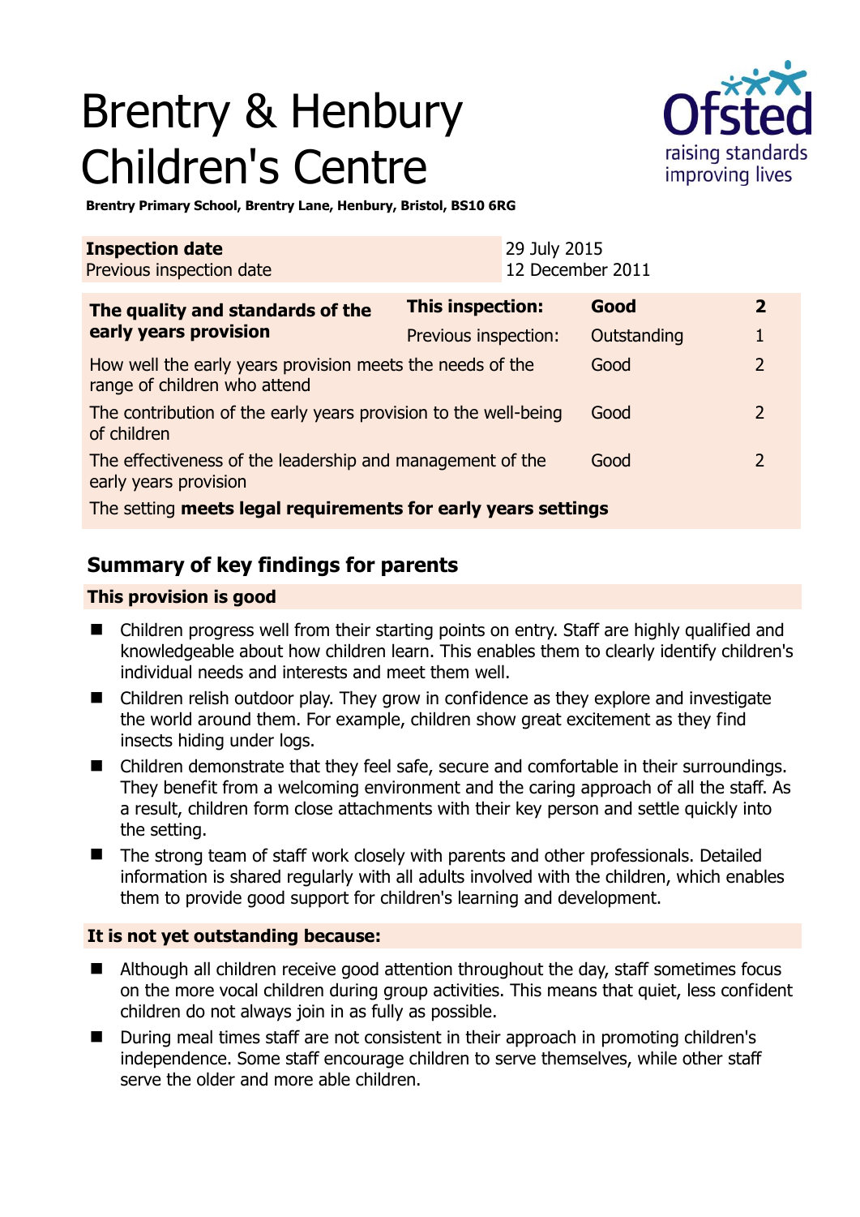# Brentry & Henbury Children's Centre

**Brentry Primary School, Brentry Lane, Henbury, Bristol, BS10 6RG**

| **Inspection date** | 29 July 2015 |
|---|---|
| Previous inspection date | 12 December 2011 |

| **The quality and standards of the early years provision** | **This inspection:** | **Good** | **2** |
|---|---|---|---|
| | Previous inspection: | Outstanding | 1 |
| How well the early years provision meets the needs of the range of children who attend | | Good | 2 |
| The contribution of the early years provision to the well-being of children | | Good | 2 |
| The effectiveness of the leadership and management of the early years provision | | Good | 2 |
| The setting **meets legal requirements for early years settings** | | | |

## Summary of key findings for parents

### This provision is good

- Children progress well from their starting points on entry. Staff are highly qualified and knowledgeable about how children learn. This enables them to clearly identify children's individual needs and interests and meet them well.
- Children relish outdoor play. They grow in confidence as they explore and investigate the world around them. For example, children show great excitement as they find insects hiding under logs.
- Children demonstrate that they feel safe, secure and comfortable in their surroundings. They benefit from a welcoming environment and the caring approach of all the staff. As a result, children form close attachments with their key person and settle quickly into the setting.
- The strong team of staff work closely with parents and other professionals. Detailed information is shared regularly with all adults involved with the children, which enables them to provide good support for children's learning and development.

### It is not yet outstanding because:

- Although all children receive good attention throughout the day, staff sometimes focus on the more vocal children during group activities. This means that quiet, less confident children do not always join in as fully as possible.
- During meal times staff are not consistent in their approach in promoting children's independence. Some staff encourage children to serve themselves, while other staff serve the older and more able children.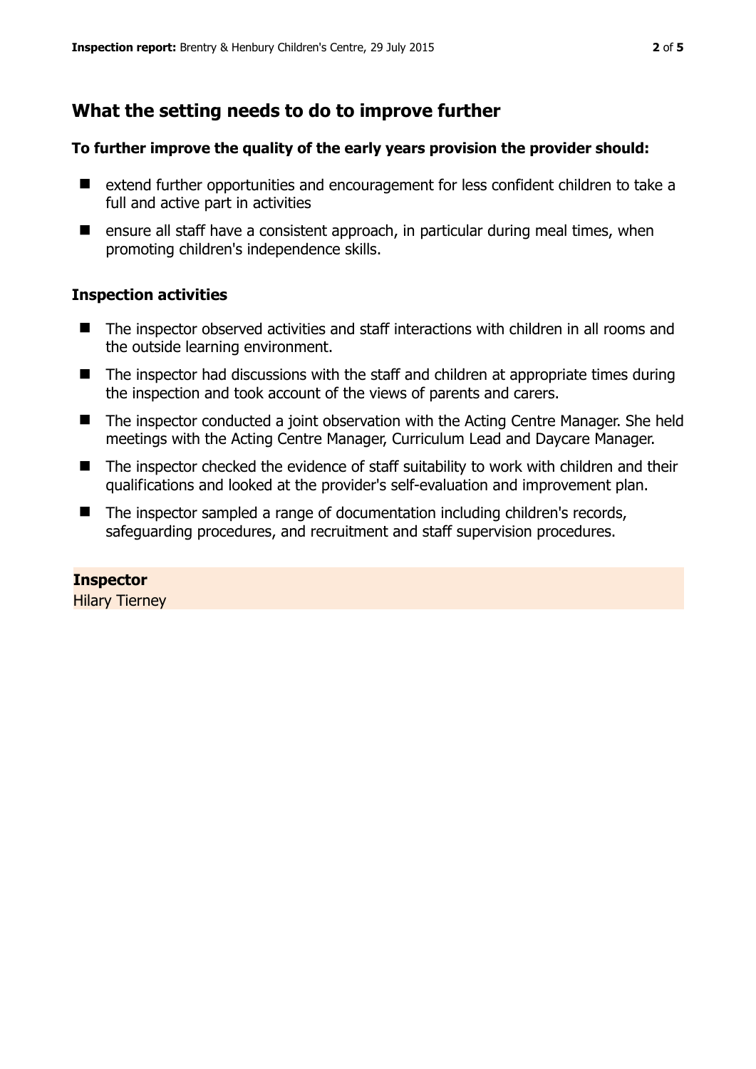## What the setting needs to do to improve further

**To further improve the quality of the early years provision the provider should:**

- extend further opportunities and encouragement for less confident children to take a full and active part in activities
- ensure all staff have a consistent approach, in particular during meal times, when promoting children's independence skills.

### Inspection activities

- The inspector observed activities and staff interactions with children in all rooms and the outside learning environment.
- The inspector had discussions with the staff and children at appropriate times during the inspection and took account of the views of parents and carers.
- The inspector conducted a joint observation with the Acting Centre Manager. She held meetings with the Acting Centre Manager, Curriculum Lead and Daycare Manager.
- The inspector checked the evidence of staff suitability to work with children and their qualifications and looked at the provider's self-evaluation and improvement plan.
- The inspector sampled a range of documentation including children's records, safeguarding procedures, and recruitment and staff supervision procedures.

**Inspector**
Hilary Tierney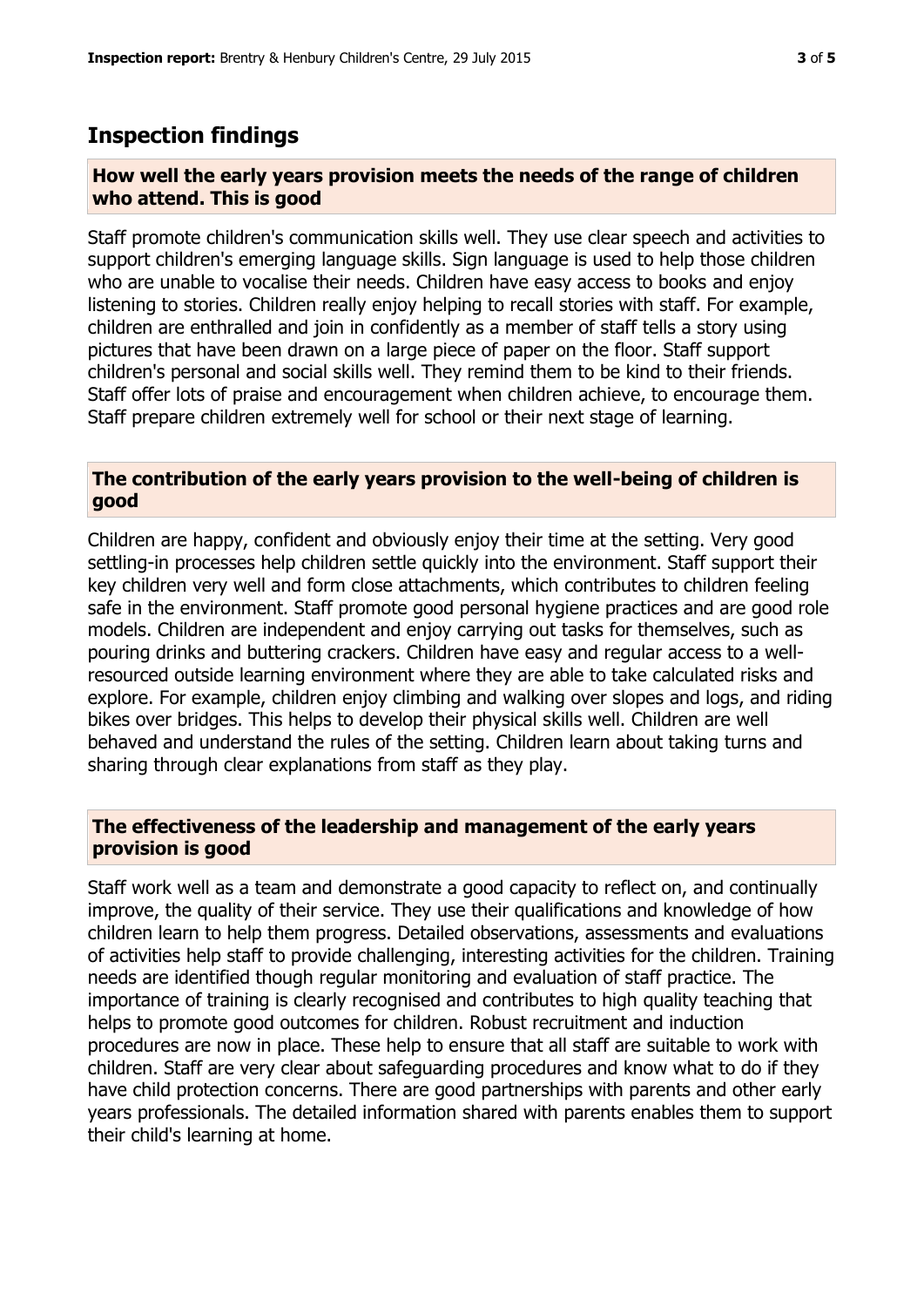## Inspection findings

### How well the early years provision meets the needs of the range of children who attend. This is good

Staff promote children's communication skills well. They use clear speech and activities to support children's emerging language skills. Sign language is used to help those children who are unable to vocalise their needs. Children have easy access to books and enjoy listening to stories. Children really enjoy helping to recall stories with staff. For example, children are enthralled and join in confidently as a member of staff tells a story using pictures that have been drawn on a large piece of paper on the floor. Staff support children's personal and social skills well. They remind them to be kind to their friends. Staff offer lots of praise and encouragement when children achieve, to encourage them. Staff prepare children extremely well for school or their next stage of learning.

### The contribution of the early years provision to the well-being of children is good

Children are happy, confident and obviously enjoy their time at the setting. Very good settling-in processes help children settle quickly into the environment. Staff support their key children very well and form close attachments, which contributes to children feeling safe in the environment. Staff promote good personal hygiene practices and are good role models. Children are independent and enjoy carrying out tasks for themselves, such as pouring drinks and buttering crackers. Children have easy and regular access to a well-resourced outside learning environment where they are able to take calculated risks and explore. For example, children enjoy climbing and walking over slopes and logs, and riding bikes over bridges. This helps to develop their physical skills well. Children are well behaved and understand the rules of the setting. Children learn about taking turns and sharing through clear explanations from staff as they play.

### The effectiveness of the leadership and management of the early years provision is good

Staff work well as a team and demonstrate a good capacity to reflect on, and continually improve, the quality of their service. They use their qualifications and knowledge of how children learn to help them progress. Detailed observations, assessments and evaluations of activities help staff to provide challenging, interesting activities for the children. Training needs are identified though regular monitoring and evaluation of staff practice. The importance of training is clearly recognised and contributes to high quality teaching that helps to promote good outcomes for children. Robust recruitment and induction procedures are now in place. These help to ensure that all staff are suitable to work with children. Staff are very clear about safeguarding procedures and know what to do if they have child protection concerns. There are good partnerships with parents and other early years professionals. The detailed information shared with parents enables them to support their child's learning at home.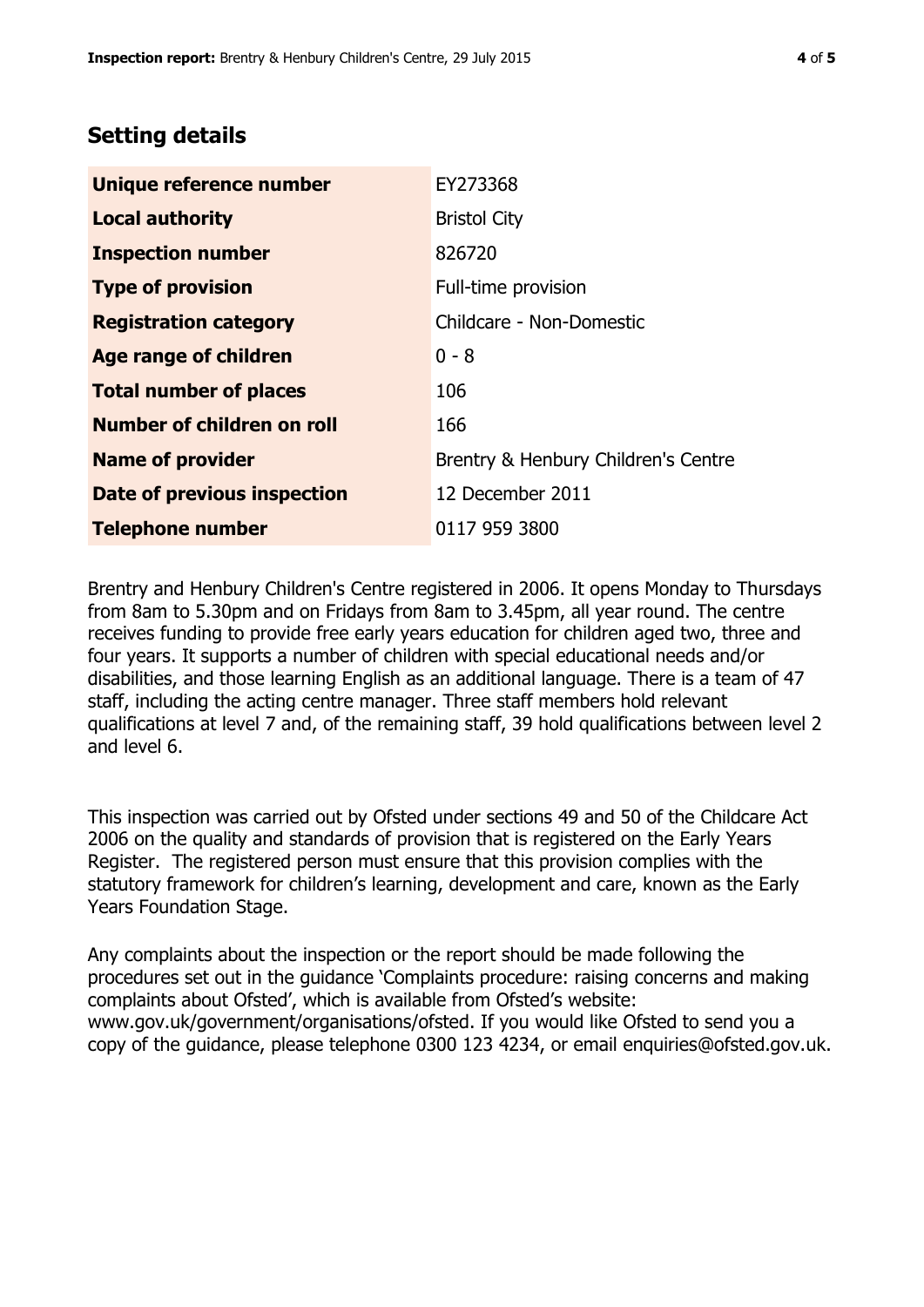## Setting details

| | |
|---|---|
| **Unique reference number** | EY273368 |
| **Local authority** | Bristol City |
| **Inspection number** | 826720 |
| **Type of provision** | Full-time provision |
| **Registration category** | Childcare - Non-Domestic |
| **Age range of children** | 0 - 8 |
| **Total number of places** | 106 |
| **Number of children on roll** | 166 |
| **Name of provider** | Brentry & Henbury Children's Centre |
| **Date of previous inspection** | 12 December 2011 |
| **Telephone number** | 0117 959 3800 |

Brentry and Henbury Children's Centre registered in 2006. It opens Monday to Thursdays from 8am to 5.30pm and on Fridays from 8am to 3.45pm, all year round. The centre receives funding to provide free early years education for children aged two, three and four years. It supports a number of children with special educational needs and/or disabilities, and those learning English as an additional language. There is a team of 47 staff, including the acting centre manager. Three staff members hold relevant qualifications at level 7 and, of the remaining staff, 39 hold qualifications between level 2 and level 6.

This inspection was carried out by Ofsted under sections 49 and 50 of the Childcare Act 2006 on the quality and standards of provision that is registered on the Early Years Register. The registered person must ensure that this provision complies with the statutory framework for children's learning, development and care, known as the Early Years Foundation Stage.

Any complaints about the inspection or the report should be made following the procedures set out in the guidance 'Complaints procedure: raising concerns and making complaints about Ofsted', which is available from Ofsted's website: www.gov.uk/government/organisations/ofsted. If you would like Ofsted to send you a copy of the guidance, please telephone 0300 123 4234, or email enquiries@ofsted.gov.uk.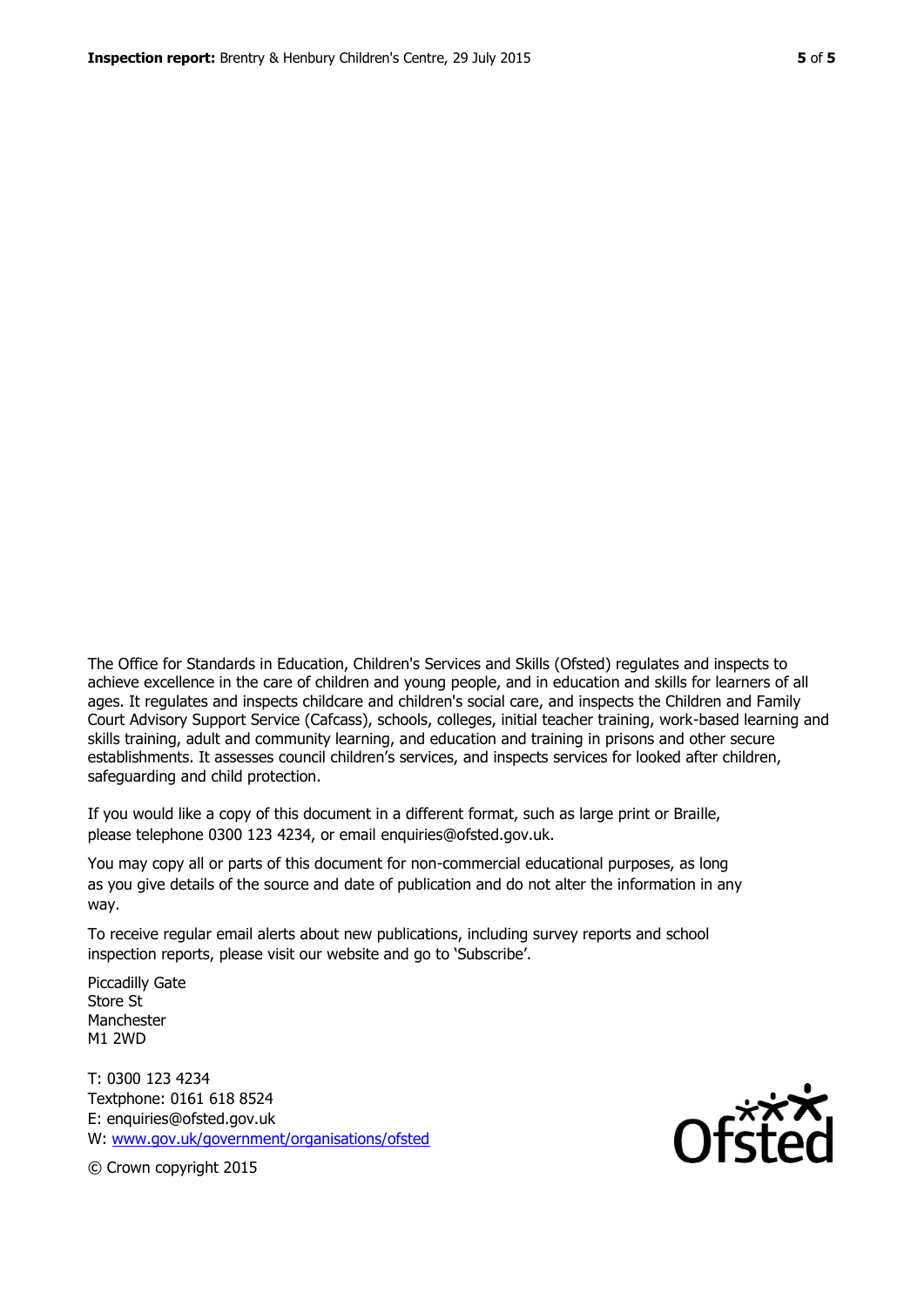The Office for Standards in Education, Children's Services and Skills (Ofsted) regulates and inspects to achieve excellence in the care of children and young people, and in education and skills for learners of all ages. It regulates and inspects childcare and children's social care, and inspects the Children and Family Court Advisory Support Service (Cafcass), schools, colleges, initial teacher training, work-based learning and skills training, adult and community learning, and education and training in prisons and other secure establishments. It assesses council children's services, and inspects services for looked after children, safeguarding and child protection.

If you would like a copy of this document in a different format, such as large print or Braille, please telephone 0300 123 4234, or email enquiries@ofsted.gov.uk.

You may copy all or parts of this document for non-commercial educational purposes, as long as you give details of the source and date of publication and do not alter the information in any way.

To receive regular email alerts about new publications, including survey reports and school inspection reports, please visit our website and go to 'Subscribe'.

Piccadilly Gate
Store St
Manchester
M1 2WD

T: 0300 123 4234
Textphone: 0161 618 8524
E: enquiries@ofsted.gov.uk
W: www.gov.uk/government/organisations/ofsted

© Crown copyright 2015